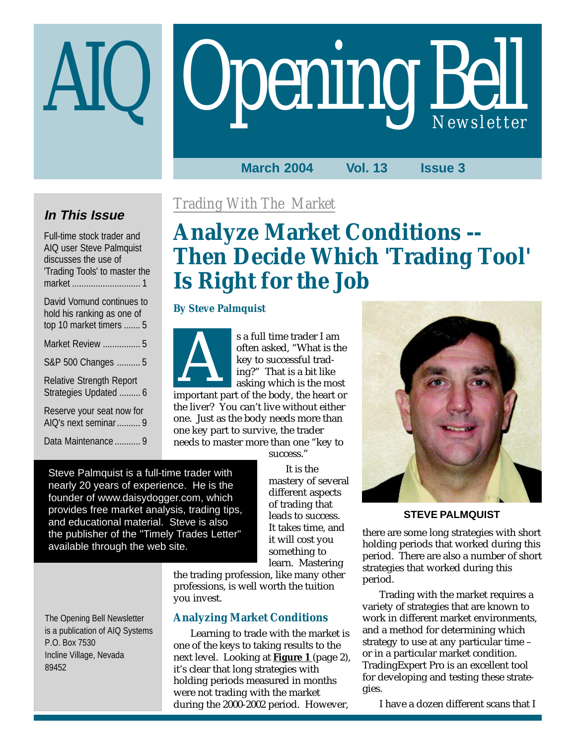# AIQ Opening Bell Newsletter

**March 2004 Vol. 13 Issue 3**

### In This Issue

Full-time stock trader and AIQ user Steve Palmquist discusses the use of 'Trading Tools' to master the market ............................ 1

David Vomund continues to hold his ranking as one of top 10 market timers ....... 5

Market Review ................ 5

S&P 500 Changes .......... 5

Relative Strength Report Strategies Updated ......... 6

Reserve your seat now for AIQ's next seminar .......... 9

Data Maintenance ........... 9

The Opening Bell Newsletter is a publication of AIQ Systems
P.O. Box 7530
Incline Village, Nevada 89452

*Trading With The Market*

## Analyze Market Conditions -- Then Decide Which 'Trading Tool' Is Right for the Job

**By Steve Palmquist**

As a full time trader I am often asked, "What is the key to successful trading?" That is a bit like asking which is the most important part of the body, the heart or the liver? You can't live without either one. Just as the body needs more than one key part to survive, the trader needs to master more than one "key to success."

It is the mastery of several different aspects of trading that leads to success. It takes time, and it will cost you something to learn. Mastering the trading profession, like many other professions, is well worth the tuition you invest.

Steve Palmquist is a full-time trader with nearly 20 years of experience. He is the founder of www.daisydogger.com, which provides free market analysis, trading tips, and educational material. Steve is also the publisher of the "Timely Trades Letter" available through the web site.

### Analyzing Market Conditions

Learning to trade with the market is one of the keys to taking results to the next level. Looking at **Figure 1** (page 2), it's clear that long strategies with holding periods measured in months were not trading with the market during the 2000-2002 period. However, there are some long strategies with short holding periods that worked during this period. There are also a number of short strategies that worked during this period.

STEVE PALMQUIST

Trading with the market requires a variety of strategies that are known to work in different market environments, and a method for determining which strategy to use at any particular time – or in a particular market condition. TradingExpert Pro is an excellent tool for developing and testing these strategies.

I have a dozen different scans that I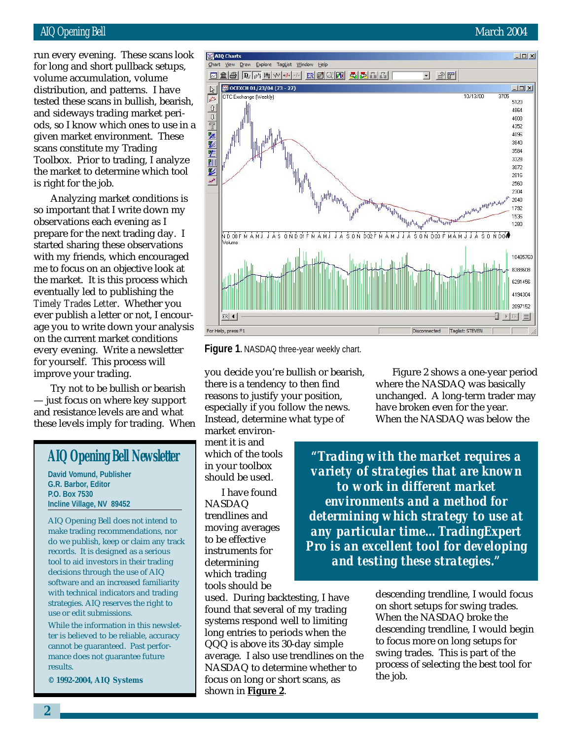run every evening. These scans look for long and short pullback setups, volume accumulation, volume distribution, and patterns. I have tested these scans in bullish, bearish, and sideways trading market periods, so I know which ones to use in a given market environment. These scans constitute my Trading Toolbox. Prior to trading, I analyze the market to determine which tool is right for the job.

Analyzing market conditions is so important that I write down my observations each evening as I prepare for the next trading day. I started sharing these observations with my friends, which encouraged me to focus on an objective look at the market. It is this process which eventually led to publishing the *Timely Trades Letter*. Whether you ever publish a letter or not, I encourage you to write down your analysis on the current market conditions every evening. Write a newsletter for yourself. This process will improve your trading.

Try not to be bullish or bearish — just focus on where key support and resistance levels are and what these levels imply for trading. When you decide you're bullish or bearish, there is a tendency to then find reasons to justify your position, especially if you follow the news. Instead, determine what type of market environment it is and which of the tools in your toolbox should be used.

**Figure 1**. NASDAQ three-year weekly chart.

I have found NASDAQ trendlines and moving averages to be effective instruments for determining which trading tools should be used. During backtesting, I have found that several of my trading systems respond well to limiting long entries to periods when the QQQ is above its 30-day simple average. I also use trendlines on the NASDAQ to determine whether to focus on long or short scans, as shown in **Figure 2**.

> ***"Trading with the market requires a variety of strategies that are known to work in different market environments and a method for determining which strategy to use at any particular time... TradingExpert Pro is an excellent tool for developing and testing these strategies."***

Figure 2 shows a one-year period where the NASDAQ was basically unchanged. A long-term trader may have broken even for the year. When the NASDAQ was below the descending trendline, I would focus on short setups for swing trades. When the NASDAQ broke the descending trendline, I would begin to focus more on long setups for swing trades. This is part of the process of selecting the best tool for the job.

## AIQ Opening Bell Newsletter

**David Vomund, Publisher**
**G.R. Barbor, Editor**
**P.O. Box 7530**
**Incline Village, NV 89452**

AIQ Opening Bell does not intend to make trading recommendations, nor do we publish, keep or claim any track records. It is designed as a serious tool to aid investors in their trading decisions through the use of AIQ software and an increased familiarity with technical indicators and trading strategies. AIQ reserves the right to use or edit submissions.

While the information in this newsletter is believed to be reliable, accuracy cannot be guaranteed. Past performance does not guarantee future results.

**© 1992-2004, AIQ Systems**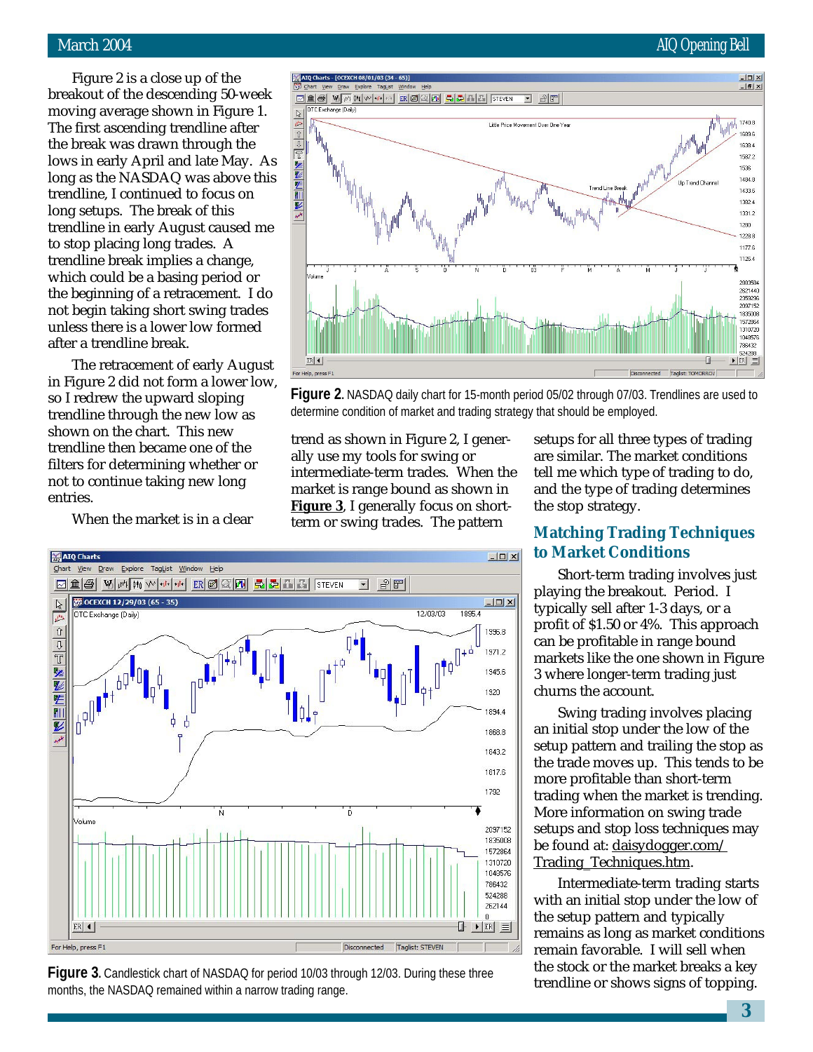Figure 2 is a close up of the breakout of the descending 50-week moving average shown in Figure 1. The first ascending trendline after the break was drawn through the lows in early April and late May. As long as the NASDAQ was above this trendline, I continued to focus on long setups. The break of this trendline in early August caused me to stop placing long trades. A trendline break implies a change, which could be a basing period or the beginning of a retracement. I do not begin taking short swing trades unless there is a lower low formed after a trendline break.

The retracement of early August in Figure 2 did not form a lower low, so I redrew the upward sloping trendline through the new low as shown on the chart. This new trendline then became one of the filters for determining whether or not to continue taking new long entries.

When the market is in a clear trend as shown in Figure 2, I generally use my tools for swing or intermediate-term trades. When the market is range bound as shown in **Figure 3**, I generally focus on short-term or swing trades. The pattern setups for all three types of trading are similar. The market conditions tell me which type of trading to do, and the type of trading determines the stop strategy.

**Figure 2.** NASDAQ daily chart for 15-month period 05/02 through 07/03. Trendlines are used to determine condition of market and trading strategy that should be employed.

**Figure 3.** Candlestick chart of NASDAQ for period 10/03 through 12/03. During these three months, the NASDAQ remained within a narrow trading range.

## Matching Trading Techniques to Market Conditions

Short-term trading involves just playing the breakout. Period. I typically sell after 1-3 days, or a profit of $1.50 or 4%. This approach can be profitable in range bound markets like the one shown in Figure 3 where longer-term trading just churns the account.

Swing trading involves placing an initial stop under the low of the setup pattern and trailing the stop as the trade moves up. This tends to be more profitable than short-term trading when the market is trending. More information on swing trade setups and stop loss techniques may be found at: daisydogger.com/Trading_Techniques.htm.

Intermediate-term trading starts with an initial stop under the low of the setup pattern and typically remains as long as market conditions remain favorable. I will sell when the stock or the market breaks a key trendline or shows signs of topping.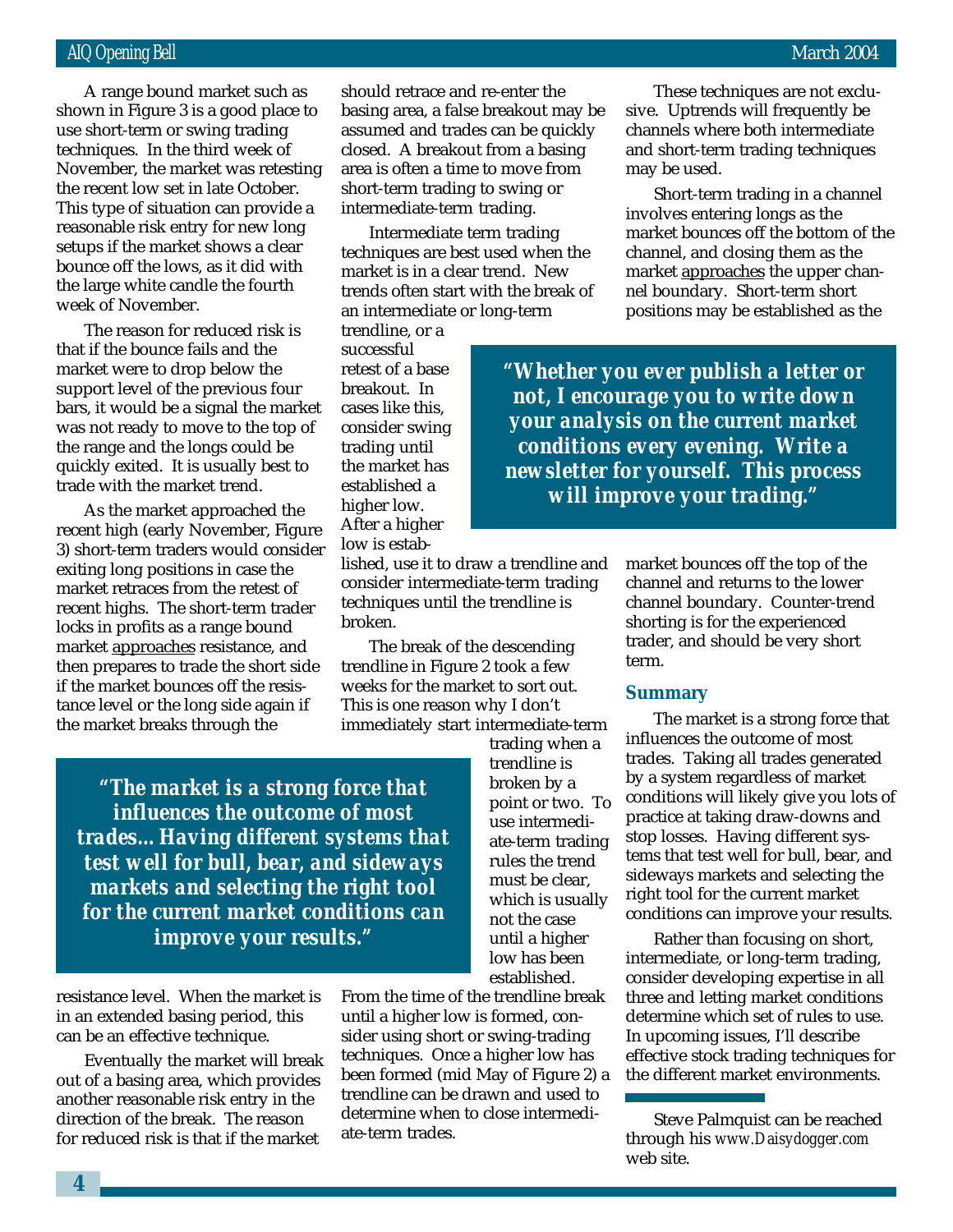A range bound market such as shown in Figure 3 is a good place to use short-term or swing trading techniques. In the third week of November, the market was retesting the recent low set in late October. This type of situation can provide a reasonable risk entry for new long setups if the market shows a clear bounce off the lows, as it did with the large white candle the fourth week of November.

The reason for reduced risk is that if the bounce fails and the market were to drop below the support level of the previous four bars, it would be a signal the market was not ready to move to the top of the range and the longs could be quickly exited. It is usually best to trade with the market trend.

As the market approached the recent high (early November, Figure 3) short-term traders would consider exiting long positions in case the market retraces from the retest of recent highs. The short-term trader locks in profits as a range bound market approaches resistance, and then prepares to trade the short side if the market bounces off the resistance level or the long side again if the market breaks through the resistance level. When the market is in an extended basing period, this can be an effective technique.

Eventually the market will break out of a basing area, which provides another reasonable risk entry in the direction of the break. The reason for reduced risk is that if the market should retrace and re-enter the basing area, a false breakout may be assumed and trades can be quickly closed. A breakout from a basing area is often a time to move from short-term trading to swing or intermediate-term trading.

Intermediate term trading techniques are best used when the market is in a clear trend. New trends often start with the break of an intermediate or long-term trendline, or a successful retest of a base breakout. In cases like this, consider swing trading until the market has established a higher low. After a higher low is established, use it to draw a trendline and consider intermediate-term trading techniques until the trendline is broken.

> **"Whether you ever publish a letter or not, I encourage you to write down your analysis on the current market conditions every evening. Write a newsletter for yourself. This process will improve your trading."**

The break of the descending trendline in Figure 2 took a few weeks for the market to sort out. This is one reason why I don't immediately start intermediate-term trading when a trendline is broken by a point or two. To use intermediate-term trading rules the trend must be clear, which is usually not the case until a higher low has been established. From the time of the trendline break until a higher low is formed, consider using short or swing-trading techniques. Once a higher low has been formed (mid May of Figure 2) a trendline can be drawn and used to determine when to close intermediate-term trades.

> **"The market is a strong force that influences the outcome of most trades…Having different systems that test well for bull, bear, and sideways markets and selecting the right tool for the current market conditions can improve your results."**

These techniques are not exclusive. Uptrends will frequently be channels where both intermediate and short-term trading techniques may be used.

Short-term trading in a channel involves entering longs as the market bounces off the bottom of the channel, and closing them as the market approaches the upper channel boundary. Short-term short positions may be established as the market bounces off the top of the channel and returns to the lower channel boundary. Counter-trend shorting is for the experienced trader, and should be very short term.

## Summary

The market is a strong force that influences the outcome of most trades. Taking all trades generated by a system regardless of market conditions will likely give you lots of practice at taking draw-downs and stop losses. Having different systems that test well for bull, bear, and sideways markets and selecting the right tool for the current market conditions can improve your results.

Rather than focusing on short, intermediate, or long-term trading, consider developing expertise in all three and letting market conditions determine which set of rules to use. In upcoming issues, I'll describe effective stock trading techniques for the different market environments.

---

Steve Palmquist can be reached through his *www.Daisydogger.com* web site.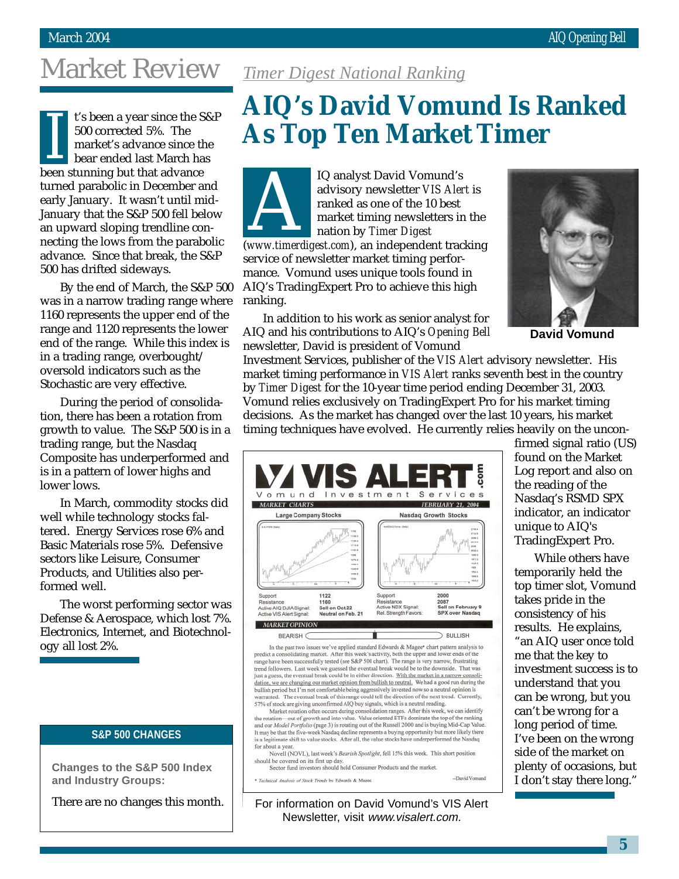# Market Review

It's been a year since the S&P 500 corrected 5%. The market's advance since the bear ended last March has been stunning but that advance turned parabolic in December and early January. It wasn't until mid-January that the S&P 500 fell below an upward sloping trendline connecting the lows from the parabolic advance. Since that break, the S&P 500 has drifted sideways.

By the end of March, the S&P 500 was in a narrow trading range where 1160 represents the upper end of the range and 1120 represents the lower end of the range. While this index is in a trading range, overbought/oversold indicators such as the Stochastic are very effective.

During the period of consolidation, there has been a rotation from growth to value. The S&P 500 is in a trading range, but the Nasdaq Composite has underperformed and is in a pattern of lower highs and lower lows.

In March, commodity stocks did well while technology stocks faltered. Energy Services rose 6% and Basic Materials rose 5%. Defensive sectors like Leisure, Consumer Products, and Utilities also performed well.

The worst performing sector was Defense & Aerospace, which lost 7%. Electronics, Internet, and Biotechnology all lost 2%.

### S&P 500 CHANGES

**Changes to the S&P 500 Index and Industry Groups:**

There are no changes this month.

## *Timer Digest National Ranking*

# AIQ's David Vomund Is Ranked As Top Ten Market Timer

AIQ analyst David Vomund's advisory newsletter *VIS Alert* is ranked as one of the 10 best market timing newsletters in the nation by *Timer Digest* (*www.timerdigest.com*), an independent tracking service of newsletter market timing performance. Vomund uses unique tools found in AIQ's TradingExpert Pro to achieve this high ranking.

David Vomund

In addition to his work as senior analyst for AIQ and his contributions to AIQ's *Opening Bell* newsletter, David is president of Vomund Investment Services, publisher of the *VIS Alert* advisory newsletter. His market timing performance in *VIS Alert* ranks seventh best in the country by *Timer Digest* for the 10-year time period ending December 31, 2003. Vomund relies exclusively on TradingExpert Pro for his market timing decisions. As the market has changed over the last 10 years, his market timing techniques have evolved. He currently relies heavily on the unconfirmed signal ratio (US) found on the Market Log report and also on the reading of the Nasdaq's RSMD SPX indicator, an indicator unique to AIQ's TradingExpert Pro.

While others have temporarily held the top timer slot, Vomund takes pride in the consistency of his results. He explains, "an AIQ user once told me that the key to investment success is to understand that you can be wrong, but you can't be wrong for a long period of time. I've been on the wrong side of the market on plenty of occasions, but I don't stay there long."

**VIS ALERT.com**
Vomund Investment Services

MARKET CHARTS — FEBRUARY 21, 2004

| Large Company Stocks | | Nasdaq Growth Stocks | |
|---|---|---|---|
| Support | 1122 | Support | 2000 |
| Resistance | 1160 | Resistance | 2087 |
| Active AIQ DJIA Signal: | Sell on Oct.22 | Active NDX Signal: | Sell on February 9 |
| Active VIS Alert Signal: | Neutral on Feb. 21 | Rel. Strength Favors: | SPX over Nasdaq |

MARKET OPINION

BEARISH — BULLISH

In the past two issues we've applied standard Edwards & Magee* chart pattern analysis to predict a consolidating market. After this week's activity, both the upper and lower ends of the range have been successfully tested (see S&P 500 chart). The range is very narrow, frustrating trend followers. Last week we guessed the eventual break would be to the downside. That was just a guess, the eventual break could be in either direction. With the market in a narrow consolidation, we are changing our market opinion from bullish to neutral. We had a good run during the bullish period but I'm not comfortable being aggressively invested now so a neutral opinion is warranted. The eventual break of this range could tell the direction of the next trend. Currently, 57% of stock are giving unconfirmed AIQ buy signals, which is a neutral reading.

Market rotation often occurs during consolidation ranges. After this week, we can identify the rotation—out of growth and into value. Value oriented ETFs dominate the top of the ranking and our *Model Portfolio* (page 3) is rotating out of the Russell 2000 and is buying Mid-Cap Value. It may be that the five-week Nasdaq decline represents a buying opportunity but more likely there is a legitimate shift to value stocks. After all, the value stocks have underperformed the Nasdaq for about a year.

Novell (NOVL), last week's *Bearish Spotlight*, fell 15% this week. This short position should be covered on its first up day.

Sector fund investors should hold Consumer Products and the market.

—David Vomund

\* *Technical Analysis of Stock Trends* by Edwards & Magee

For information on David Vomund's VIS Alert Newsletter, visit *www.visalert.com.*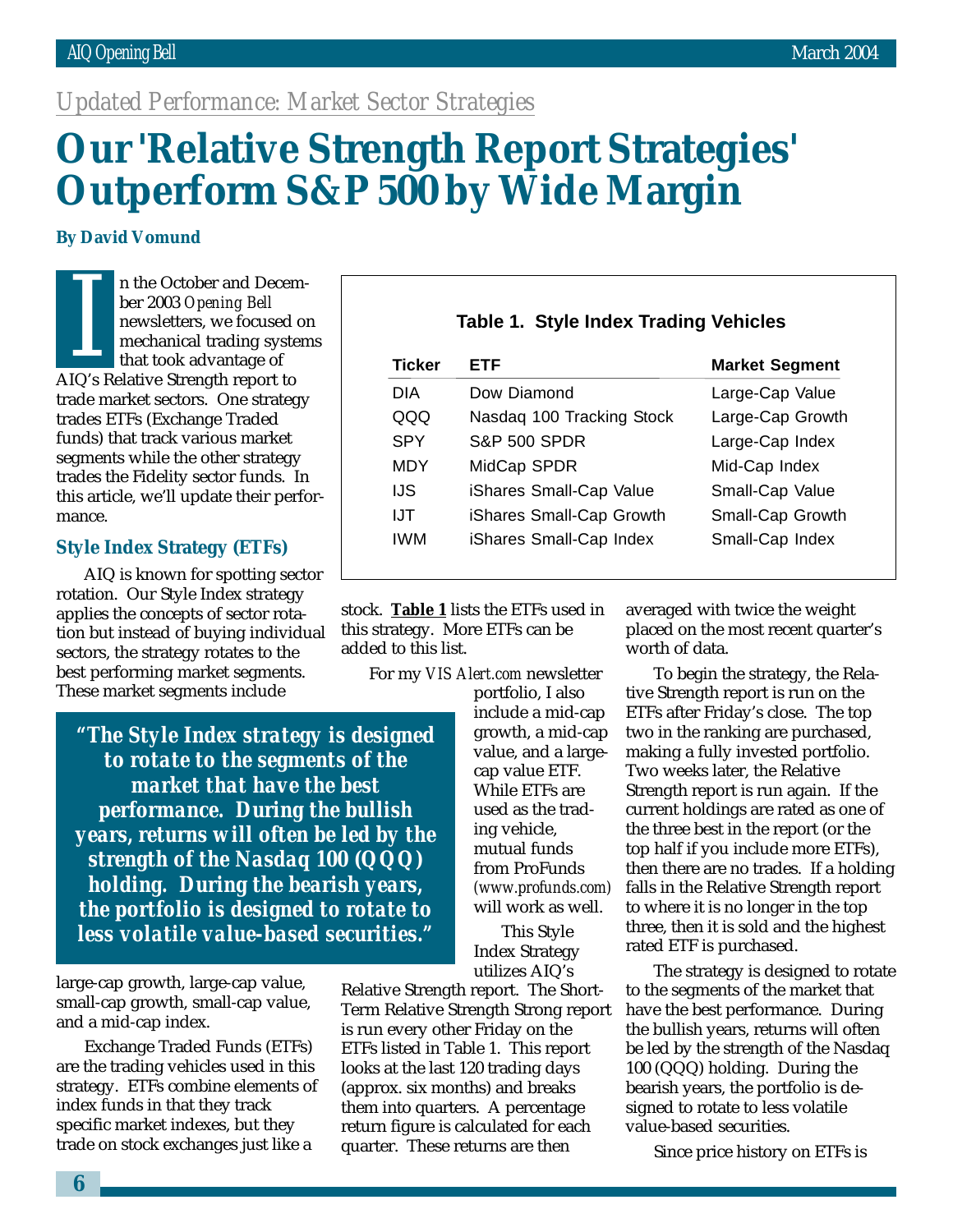*Updated Performance: Market Sector Strategies*

# Our 'Relative Strength Report Strategies' Outperform S&P 500 by Wide Margin

**By David Vomund**

In the October and December 2003 *Opening Bell* newsletters, we focused on mechanical trading systems that took advantage of AIQ's Relative Strength report to trade market sectors. One strategy trades ETFs (Exchange Traded funds) that track various market segments while the other strategy trades the Fidelity sector funds. In this article, we'll update their performance.

### Style Index Strategy (ETFs)

AIQ is known for spotting sector rotation. Our Style Index strategy applies the concepts of sector rotation but instead of buying individual sectors, the strategy rotates to the best performing market segments. These market segments include large-cap growth, large-cap value, small-cap growth, small-cap value, and a mid-cap index.

> ***"The Style Index strategy is designed to rotate to the segments of the market that have the best performance. During the bullish years, returns will often be led by the strength of the Nasdaq 100 (QQQ) holding. During the bearish years, the portfolio is designed to rotate to less volatile value-based securities."***

Exchange Traded Funds (ETFs) are the trading vehicles used in this strategy. ETFs combine elements of index funds in that they track specific market indexes, but they trade on stock exchanges just like a stock. **Table 1** lists the ETFs used in this strategy. More ETFs can be added to this list.

**Table 1. Style Index Trading Vehicles**

| Ticker | ETF | Market Segment |
|---|---|---|
| DIA | Dow Diamond | Large-Cap Value |
| QQQ | Nasdaq 100 Tracking Stock | Large-Cap Growth |
| SPY | S&P 500 SPDR | Large-Cap Index |
| MDY | MidCap SPDR | Mid-Cap Index |
| IJS | iShares Small-Cap Value | Small-Cap Value |
| IJT | iShares Small-Cap Growth | Small-Cap Growth |
| IWM | iShares Small-Cap Index | Small-Cap Index |

For my *VIS Alert.com* newsletter portfolio, I also include a mid-cap growth, a mid-cap value, and a large-cap value ETF. While ETFs are used as the trading vehicle, mutual funds from ProFunds (*www.profunds.com*) will work as well.

This Style Index Strategy utilizes AIQ's Relative Strength report. The Short-Term Relative Strength Strong report is run every other Friday on the ETFs listed in Table 1. This report looks at the last 120 trading days (approx. six months) and breaks them into quarters. A percentage return figure is calculated for each quarter. These returns are then averaged with twice the weight placed on the most recent quarter's worth of data.

To begin the strategy, the Relative Strength report is run on the ETFs after Friday's close. The top two in the ranking are purchased, making a fully invested portfolio. Two weeks later, the Relative Strength report is run again. If the current holdings are rated as one of the three best in the report (or the top half if you include more ETFs), then there are no trades. If a holding falls in the Relative Strength report to where it is no longer in the top three, then it is sold and the highest rated ETF is purchased.

The strategy is designed to rotate to the segments of the market that have the best performance. During the bullish years, returns will often be led by the strength of the Nasdaq 100 (QQQ) holding. During the bearish years, the portfolio is designed to rotate to less volatile value-based securities.

Since price history on ETFs is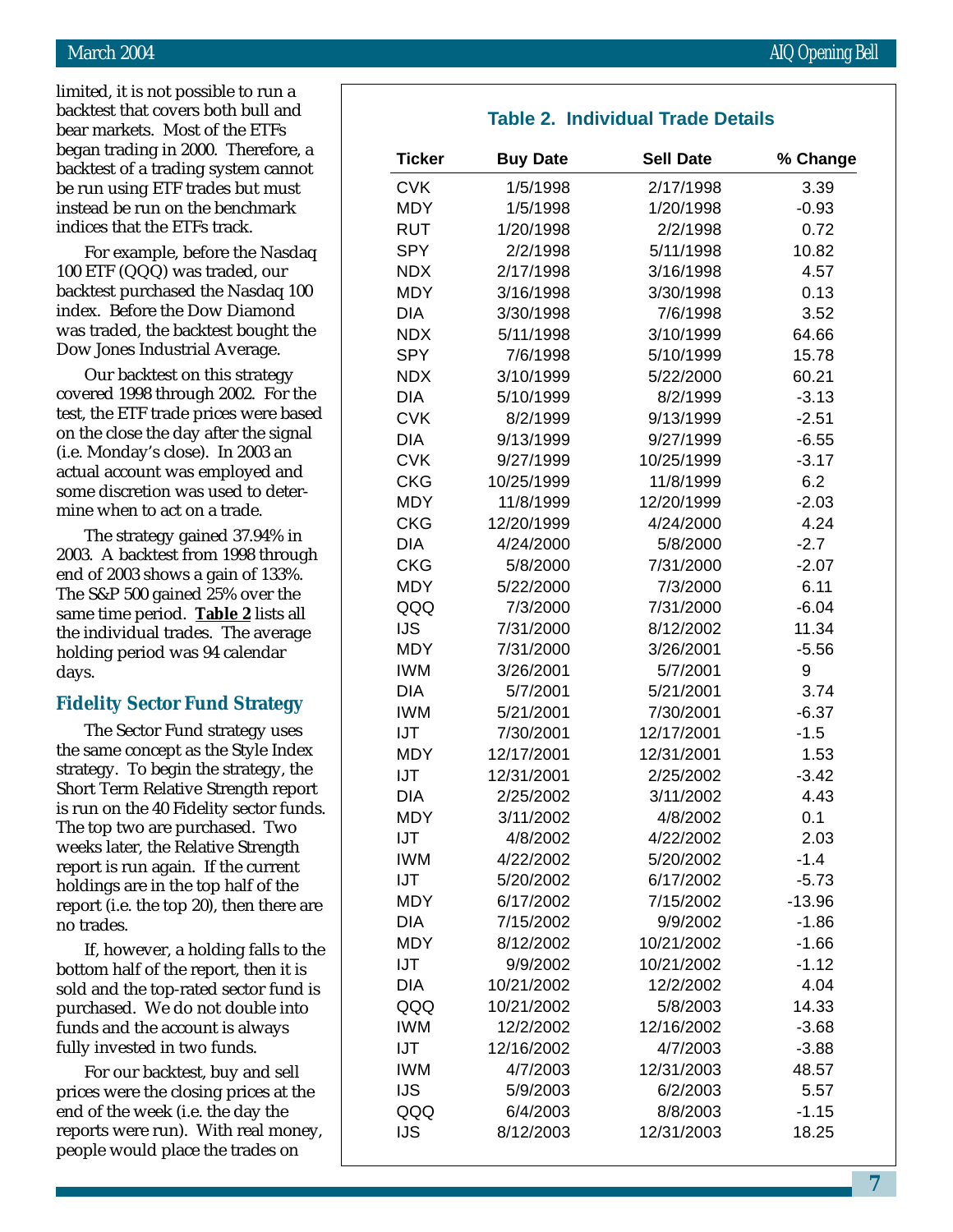limited, it is not possible to run a backtest that covers both bull and bear markets. Most of the ETFs began trading in 2000. Therefore, a backtest of a trading system cannot be run using ETF trades but must instead be run on the benchmark indices that the ETFs track.

For example, before the Nasdaq 100 ETF (QQQ) was traded, our backtest purchased the Nasdaq 100 index. Before the Dow Diamond was traded, the backtest bought the Dow Jones Industrial Average.

Our backtest on this strategy covered 1998 through 2002. For the test, the ETF trade prices were based on the close the day after the signal (i.e. Monday's close). In 2003 an actual account was employed and some discretion was used to determine when to act on a trade.

The strategy gained 37.94% in 2003. A backtest from 1998 through end of 2003 shows a gain of 133%. The S&P 500 gained 25% over the same time period. **Table 2** lists all the individual trades. The average holding period was 94 calendar days.

### Fidelity Sector Fund Strategy

The Sector Fund strategy uses the same concept as the Style Index strategy. To begin the strategy, the Short Term Relative Strength report is run on the 40 Fidelity sector funds. The top two are purchased. Two weeks later, the Relative Strength report is run again. If the current holdings are in the top half of the report (i.e. the top 20), then there are no trades.

If, however, a holding falls to the bottom half of the report, then it is sold and the top-rated sector fund is purchased. We do not double into funds and the account is always fully invested in two funds.

For our backtest, buy and sell prices were the closing prices at the end of the week (i.e. the day the reports were run). With real money, people would place the trades on

**Table 2. Individual Trade Details**

| Ticker | Buy Date | Sell Date | % Change |
|---|---|---|---|
| CVK | 1/5/1998 | 2/17/1998 | 3.39 |
| MDY | 1/5/1998 | 1/20/1998 | -0.93 |
| RUT | 1/20/1998 | 2/2/1998 | 0.72 |
| SPY | 2/2/1998 | 5/11/1998 | 10.82 |
| NDX | 2/17/1998 | 3/16/1998 | 4.57 |
| MDY | 3/16/1998 | 3/30/1998 | 0.13 |
| DIA | 3/30/1998 | 7/6/1998 | 3.52 |
| NDX | 5/11/1998 | 3/10/1999 | 64.66 |
| SPY | 7/6/1998 | 5/10/1999 | 15.78 |
| NDX | 3/10/1999 | 5/22/2000 | 60.21 |
| DIA | 5/10/1999 | 8/2/1999 | -3.13 |
| CVK | 8/2/1999 | 9/13/1999 | -2.51 |
| DIA | 9/13/1999 | 9/27/1999 | -6.55 |
| CVK | 9/27/1999 | 10/25/1999 | -3.17 |
| CKG | 10/25/1999 | 11/8/1999 | 6.2 |
| MDY | 11/8/1999 | 12/20/1999 | -2.03 |
| CKG | 12/20/1999 | 4/24/2000 | 4.24 |
| DIA | 4/24/2000 | 5/8/2000 | -2.7 |
| CKG | 5/8/2000 | 7/31/2000 | -2.07 |
| MDY | 5/22/2000 | 7/3/2000 | 6.11 |
| QQQ | 7/3/2000 | 7/31/2000 | -6.04 |
| IJS | 7/31/2000 | 8/12/2002 | 11.34 |
| MDY | 7/31/2000 | 3/26/2001 | -5.56 |
| IWM | 3/26/2001 | 5/7/2001 | 9 |
| DIA | 5/7/2001 | 5/21/2001 | 3.74 |
| IWM | 5/21/2001 | 7/30/2001 | -6.37 |
| IJT | 7/30/2001 | 12/17/2001 | -1.5 |
| MDY | 12/17/2001 | 12/31/2001 | 1.53 |
| IJT | 12/31/2001 | 2/25/2002 | -3.42 |
| DIA | 2/25/2002 | 3/11/2002 | 4.43 |
| MDY | 3/11/2002 | 4/8/2002 | 0.1 |
| IJT | 4/8/2002 | 4/22/2002 | 2.03 |
| IWM | 4/22/2002 | 5/20/2002 | -1.4 |
| IJT | 5/20/2002 | 6/17/2002 | -5.73 |
| MDY | 6/17/2002 | 7/15/2002 | -13.96 |
| DIA | 7/15/2002 | 9/9/2002 | -1.86 |
| MDY | 8/12/2002 | 10/21/2002 | -1.66 |
| IJT | 9/9/2002 | 10/21/2002 | -1.12 |
| DIA | 10/21/2002 | 12/2/2002 | 4.04 |
| QQQ | 10/21/2002 | 5/8/2003 | 14.33 |
| IWM | 12/2/2002 | 12/16/2002 | -3.68 |
| IJT | 12/16/2002 | 4/7/2003 | -3.88 |
| IWM | 4/7/2003 | 12/31/2003 | 48.57 |
| IJS | 5/9/2003 | 6/2/2003 | 5.57 |
| QQQ | 6/4/2003 | 8/8/2003 | -1.15 |
| IJS | 8/12/2003 | 12/31/2003 | 18.25 |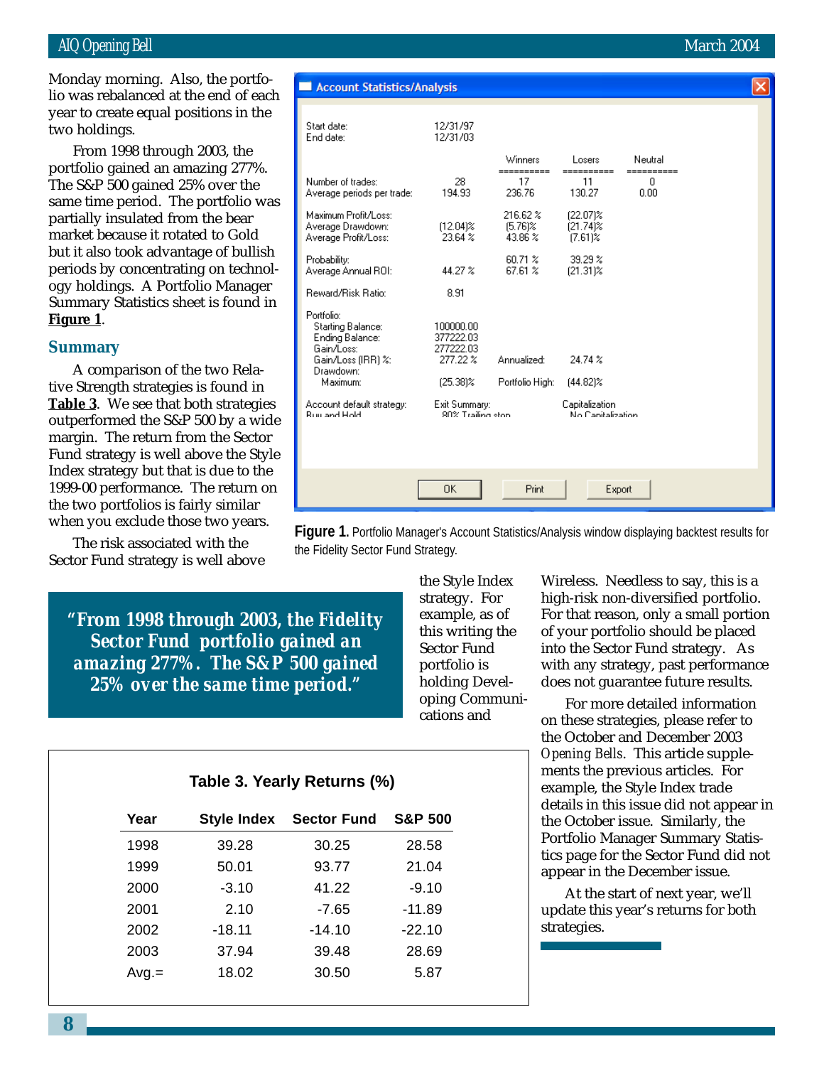Monday morning. Also, the portfolio was rebalanced at the end of each year to create equal positions in the two holdings.

From 1998 through 2003, the portfolio gained an amazing 277%. The S&P 500 gained 25% over the same time period. The portfolio was partially insulated from the bear market because it rotated to Gold but it also took advantage of bullish periods by concentrating on technology holdings. A Portfolio Manager Summary Statistics sheet is found in **Figure 1**.

**Account Statistics/Analysis**

Start date: 12/31/97
End date: 12/31/03

| | | Winners | Losers | Neutral |
|---|---|---|---|---|
| Number of trades: | 28 | 17 | 11 | 0 |
| Average periods per trade: | 194.93 | 236.76 | 130.27 | 0.00 |
| Maximum Profit/Loss: | | 216.62 % | (22.07)% | |
| Average Drawdown: | (12.04)% | (5.76)% | (21.74)% | |
| Average Profit/Loss: | 23.64 % | 43.86 % | (7.61)% | |
| Probability: | | 60.71 % | 39.29 % | |
| Average Annual ROI: | 44.27 % | 67.61 % | (21.31)% | |
| Reward/Risk Ratio: | 8.91 | | | |

Portfolio:
- Starting Balance: 100000.00
- Ending Balance: 377222.03
- Gain/Loss: 277222.03
- Gain/Loss (IRR) %: 277.22 % — Annualized: 24.74 %
- Drawdown:
  - Maximum: (25.38)% — Portfolio High: (44.82)%

Account default strategy: Buy and Hold — Exit Summary: 80% Trailing stop — Capitalization: No Capitalization

**Figure 1.** Portfolio Manager's Account Statistics/Analysis window displaying backtest results for the Fidelity Sector Fund Strategy.

## Summary

A comparison of the two Relative Strength strategies is found in **Table 3**. We see that both strategies outperformed the S&P 500 by a wide margin. The return from the Sector Fund strategy is well above the Style Index strategy but that is due to the 1999-00 performance. The return on the two portfolios is fairly similar when you exclude those two years.

The risk associated with the Sector Fund strategy is well above the Style Index strategy. For example, as of this writing the Sector Fund portfolio is holding Developing Communications and Wireless. Needless to say, this is a high-risk non-diversified portfolio. For that reason, only a small portion of your portfolio should be placed into the Sector Fund strategy. As with any strategy, past performance does not guarantee future results.

> **"From 1998 through 2003, the Fidelity Sector Fund portfolio gained an amazing 277%. The S&P 500 gained 25% over the same time period."**

For more detailed information on these strategies, please refer to the October and December 2003 *Opening Bells*. This article supplements the previous articles. For example, the Style Index trade details in this issue did not appear in the October issue. Similarly, the Portfolio Manager Summary Statistics page for the Sector Fund did not appear in the December issue.

At the start of next year, we'll update this year's returns for both strategies.

**Table 3. Yearly Returns (%)**

| Year | Style Index | Sector Fund | S&P 500 |
|---|---|---|---|
| 1998 | 39.28 | 30.25 | 28.58 |
| 1999 | 50.01 | 93.77 | 21.04 |
| 2000 | -3.10 | 41.22 | -9.10 |
| 2001 | 2.10 | -7.65 | -11.89 |
| 2002 | -18.11 | -14.10 | -22.10 |
| 2003 | 37.94 | 39.48 | 28.69 |
| Avg.= | 18.02 | 30.50 | 5.87 |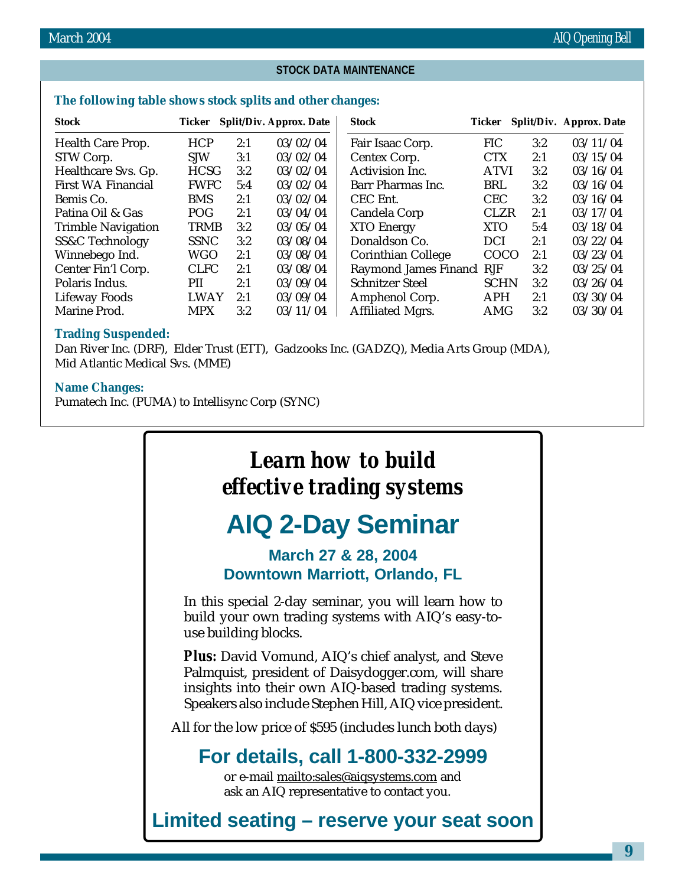## STOCK DATA MAINTENANCE

**The following table shows stock splits and other changes:**

| Stock | Ticker | Split/Div. | Approx. Date |
|---|---|---|---|
| Health Care Prop. | HCP | 2:1 | 03/02/04 |
| STW Corp. | SJW | 3:1 | 03/02/04 |
| Healthcare Svs. Gp. | HCSG | 3:2 | 03/02/04 |
| First WA Financial | FWFC | 5:4 | 03/02/04 |
| Bemis Co. | BMS | 2:1 | 03/02/04 |
| Patina Oil & Gas | POG | 2:1 | 03/04/04 |
| Trimble Navigation | TRMB | 3:2 | 03/05/04 |
| SS&C Technology | SSNC | 3:2 | 03/08/04 |
| Winnebego Ind. | WGO | 2:1 | 03/08/04 |
| Center Fin'l Corp. | CLFC | 2:1 | 03/08/04 |
| Polaris Indus. | PII | 2:1 | 03/09/04 |
| Lifeway Foods | LWAY | 2:1 | 03/09/04 |
| Marine Prod. | MPX | 3:2 | 03/11/04 |
| Fair Isaac Corp. | FIC | 3:2 | 03/11/04 |
| Centex Corp. | CTX | 2:1 | 03/15/04 |
| Activision Inc. | ATVI | 3:2 | 03/16/04 |
| Barr Pharmas Inc. | BRL | 3:2 | 03/16/04 |
| CEC Ent. | CEC | 3:2 | 03/16/04 |
| Candela Corp | CLZR | 2:1 | 03/17/04 |
| XTO Energy | XTO | 5:4 | 03/18/04 |
| Donaldson Co. | DCI | 2:1 | 03/22/04 |
| Corinthian College | COCO | 2:1 | 03/23/04 |
| Raymond James Financl | RJF | 3:2 | 03/25/04 |
| Schnitzer Steel | SCHN | 3:2 | 03/26/04 |
| Amphenol Corp. | APH | 2:1 | 03/30/04 |
| Affiliated Mgrs. | AMG | 3:2 | 03/30/04 |

**Trading Suspended:**

Dan River Inc. (DRF), Elder Trust (ETT), Gadzooks Inc. (GADZQ), Media Arts Group (MDA), Mid Atlantic Medical Svs. (MME)

**Name Changes:**

Pumatech Inc. (PUMA) to Intellisync Corp (SYNC)

***Learn how to build effective trading systems***

# AIQ 2-Day Seminar

**March 27 & 28, 2004**
**Downtown Marriott, Orlando, FL**

In this special 2-day seminar, you will learn how to build your own trading systems with AIQ's easy-to-use building blocks.

**Plus:** David Vomund, AIQ's chief analyst, and Steve Palmquist, president of Daisydogger.com, will share insights into their own AIQ-based trading systems. Speakers also include Stephen Hill, AIQ vice president.

All for the low price of $595 (includes lunch both days)

## For details, call 1-800-332-2999

or e-mail mailto:sales@aiqsystems.com and ask an AIQ representative to contact you.

## Limited seating – reserve your seat soon